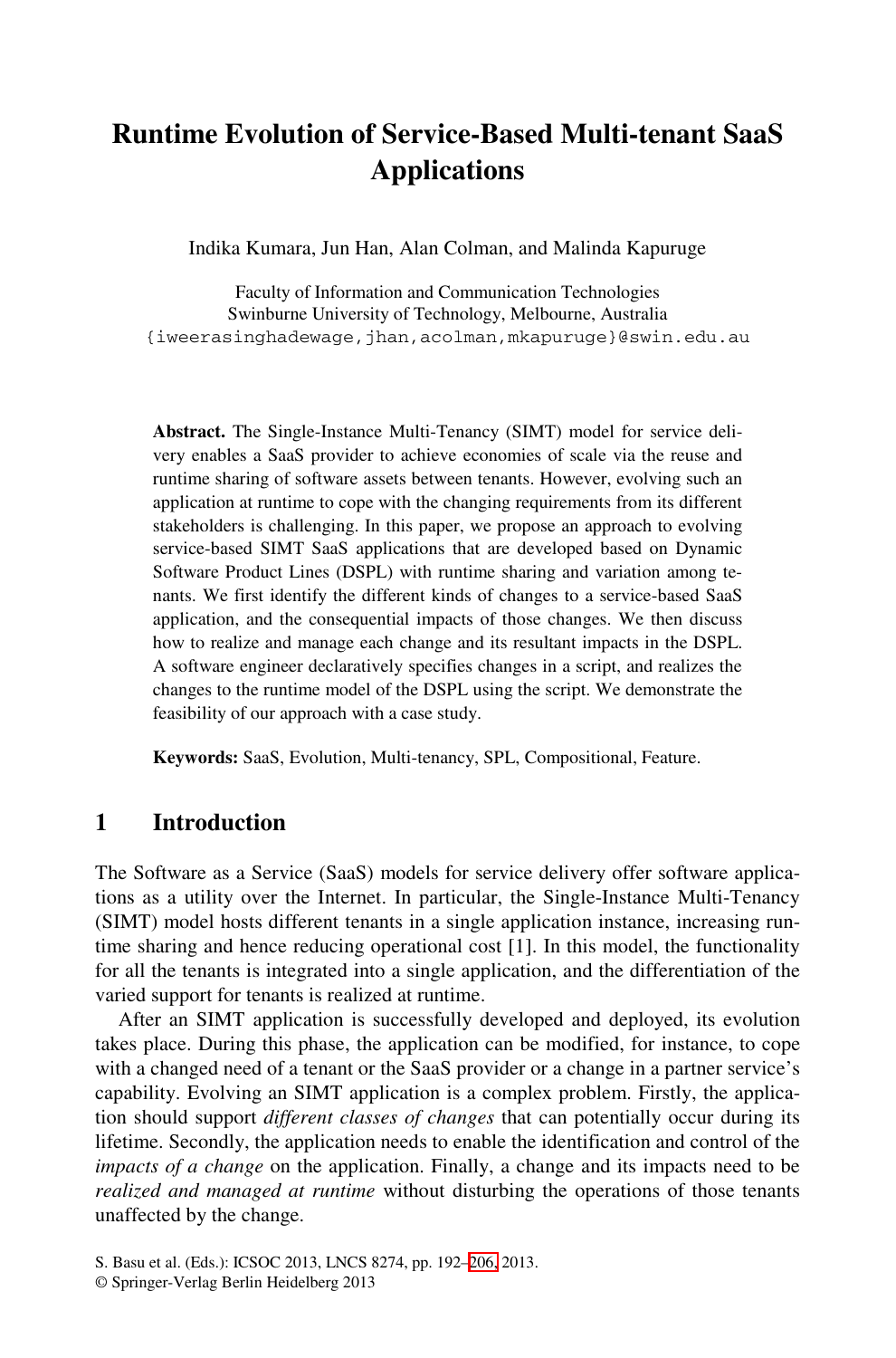# Runtime Evolution of Service-Based Multi-tenant SaaS Applications

Indika Kumara, Jun Han, Alan Colman, and Malinda Kapuruge

Faculty of Information and Communication Technologies
Swinburne University of Technology, Melbourne, Australia
{iweerasinghadewage,jhan,acolman,mkapuruge}@swin.edu.au

**Abstract.** The Single-Instance Multi-Tenancy (SIMT) model for service delivery enables a SaaS provider to achieve economies of scale via the reuse and runtime sharing of software assets between tenants. However, evolving such an application at runtime to cope with the changing requirements from its different stakeholders is challenging. In this paper, we propose an approach to evolving service-based SIMT SaaS applications that are developed based on Dynamic Software Product Lines (DSPL) with runtime sharing and variation among tenants. We first identify the different kinds of changes to a service-based SaaS application, and the consequential impacts of those changes. We then discuss how to realize and manage each change and its resultant impacts in the DSPL. A software engineer declaratively specifies changes in a script, and realizes the changes to the runtime model of the DSPL using the script. We demonstrate the feasibility of our approach with a case study.

**Keywords:** SaaS, Evolution, Multi-tenancy, SPL, Compositional, Feature.

## 1 Introduction

The Software as a Service (SaaS) models for service delivery offer software applications as a utility over the Internet. In particular, the Single-Instance Multi-Tenancy (SIMT) model hosts different tenants in a single application instance, increasing runtime sharing and hence reducing operational cost [1]. In this model, the functionality for all the tenants is integrated into a single application, and the differentiation of the varied support for tenants is realized at runtime.

After an SIMT application is successfully developed and deployed, its evolution takes place. During this phase, the application can be modified, for instance, to cope with a changed need of a tenant or the SaaS provider or a change in a partner service's capability. Evolving an SIMT application is a complex problem. Firstly, the application should support *different classes of changes* that can potentially occur during its lifetime. Secondly, the application needs to enable the identification and control of the *impacts of a change* on the application. Finally, a change and its impacts need to be *realized and managed at runtime* without disturbing the operations of those tenants unaffected by the change.

S. Basu et al. (Eds.): ICSOC 2013, LNCS 8274, pp. 192–206, 2013.
© Springer-Verlag Berlin Heidelberg 2013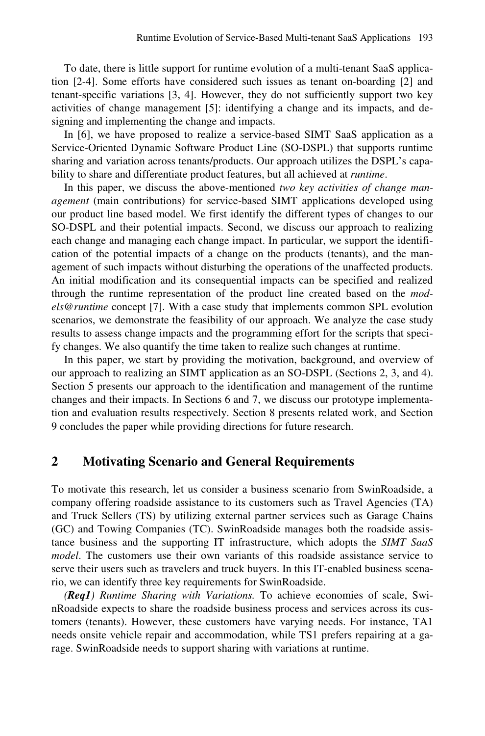To date, there is little support for runtime evolution of a multi-tenant SaaS application [2-4]. Some efforts have considered such issues as tenant on-boarding [2] and tenant-specific variations [3, 4]. However, they do not sufficiently support two key activities of change management [5]: identifying a change and its impacts, and designing and implementing the change and impacts.

In [6], we have proposed to realize a service-based SIMT SaaS application as a Service-Oriented Dynamic Software Product Line (SO-DSPL) that supports runtime sharing and variation across tenants/products. Our approach utilizes the DSPL's capability to share and differentiate product features, but all achieved at *runtime*.

In this paper, we discuss the above-mentioned *two key activities of change management* (main contributions) for service-based SIMT applications developed using our product line based model. We first identify the different types of changes to our SO-DSPL and their potential impacts. Second, we discuss our approach to realizing each change and managing each change impact. In particular, we support the identification of the potential impacts of a change on the products (tenants), and the management of such impacts without disturbing the operations of the unaffected products. An initial modification and its consequential impacts can be specified and realized through the runtime representation of the product line created based on the *models@runtime* concept [7]. With a case study that implements common SPL evolution scenarios, we demonstrate the feasibility of our approach. We analyze the case study results to assess change impacts and the programming effort for the scripts that specify changes. We also quantify the time taken to realize such changes at runtime.

In this paper, we start by providing the motivation, background, and overview of our approach to realizing an SIMT application as an SO-DSPL (Sections 2, 3, and 4). Section 5 presents our approach to the identification and management of the runtime changes and their impacts. In Sections 6 and 7, we discuss our prototype implementation and evaluation results respectively. Section 8 presents related work, and Section 9 concludes the paper while providing directions for future research.

## 2 Motivating Scenario and General Requirements

To motivate this research, let us consider a business scenario from SwinRoadside, a company offering roadside assistance to its customers such as Travel Agencies (TA) and Truck Sellers (TS) by utilizing external partner services such as Garage Chains (GC) and Towing Companies (TC). SwinRoadside manages both the roadside assistance business and the supporting IT infrastructure, which adopts the *SIMT SaaS model*. The customers use their own variants of this roadside assistance service to serve their users such as travelers and truck buyers. In this IT-enabled business scenario, we can identify three key requirements for SwinRoadside.

***(Req1)*** *Runtime Sharing with Variations.* To achieve economies of scale, SwinRoadside expects to share the roadside business process and services across its customers (tenants). However, these customers have varying needs. For instance, TA1 needs onsite vehicle repair and accommodation, while TS1 prefers repairing at a garage. SwinRoadside needs to support sharing with variations at runtime.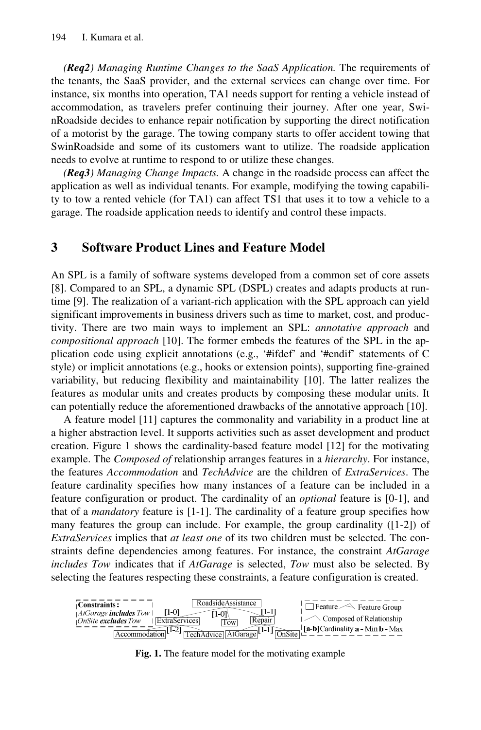*(**Req2**) Managing Runtime Changes to the SaaS Application.* The requirements of the tenants, the SaaS provider, and the external services can change over time. For instance, six months into operation, TA1 needs support for renting a vehicle instead of accommodation, as travelers prefer continuing their journey. After one year, SwinRoadside decides to enhance repair notification by supporting the direct notification of a motorist by the garage. The towing company starts to offer accident towing that SwinRoadside and some of its customers want to utilize. The roadside application needs to evolve at runtime to respond to or utilize these changes.

*(**Req3**) Managing Change Impacts.* A change in the roadside process can affect the application as well as individual tenants. For example, modifying the towing capability to tow a rented vehicle (for TA1) can affect TS1 that uses it to tow a vehicle to a garage. The roadside application needs to identify and control these impacts.

## 3 Software Product Lines and Feature Model

An SPL is a family of software systems developed from a common set of core assets [8]. Compared to an SPL, a dynamic SPL (DSPL) creates and adapts products at runtime [9]. The realization of a variant-rich application with the SPL approach can yield significant improvements in business drivers such as time to market, cost, and productivity. There are two main ways to implement an SPL: *annotative approach* and *compositional approach* [10]. The former embeds the features of the SPL in the application code using explicit annotations (e.g., '#ifdef' and '#endif' statements of C style) or implicit annotations (e.g., hooks or extension points), supporting fine-grained variability, but reducing flexibility and maintainability [10]. The latter realizes the features as modular units and creates products by composing these modular units. It can potentially reduce the aforementioned drawbacks of the annotative approach [10].

A feature model [11] captures the commonality and variability in a product line at a higher abstraction level. It supports activities such as asset development and product creation. Figure 1 shows the cardinality-based feature model [12] for the motivating example. The *Composed of* relationship arranges features in a *hierarchy*. For instance, the features *Accommodation* and *TechAdvice* are the children of *ExtraServices*. The feature cardinality specifies how many instances of a feature can be included in a feature configuration or product. The cardinality of an *optional* feature is [0-1], and that of a *mandatory* feature is [1-1]. The cardinality of a feature group specifies how many features the group can include. For example, the group cardinality ([1-2]) of *ExtraServices* implies that *at least one* of its two children must be selected. The constraints define dependencies among features. For instance, the constraint *AtGarage includes Tow* indicates that if *AtGarage* is selected, *Tow* must also be selected. By selecting the features respecting these constraints, a feature configuration is created.

**Constraints:**
*AtGarage* ***includes*** *Tow*
*OnSite* ***excludes*** *Tow*

RoadsideAssistance; [1-0] ExtraServices; [1-0] Tow; [1-1] Repair; [1-2] Accommodation, TechAdvice; [1-1] AtGarage, OnSite

Legend: Feature; Feature Group; Composed of Relationship; **[a-b]** Cardinality **a** - Min **b** - Max

**Fig. 1.** The feature model for the motivating example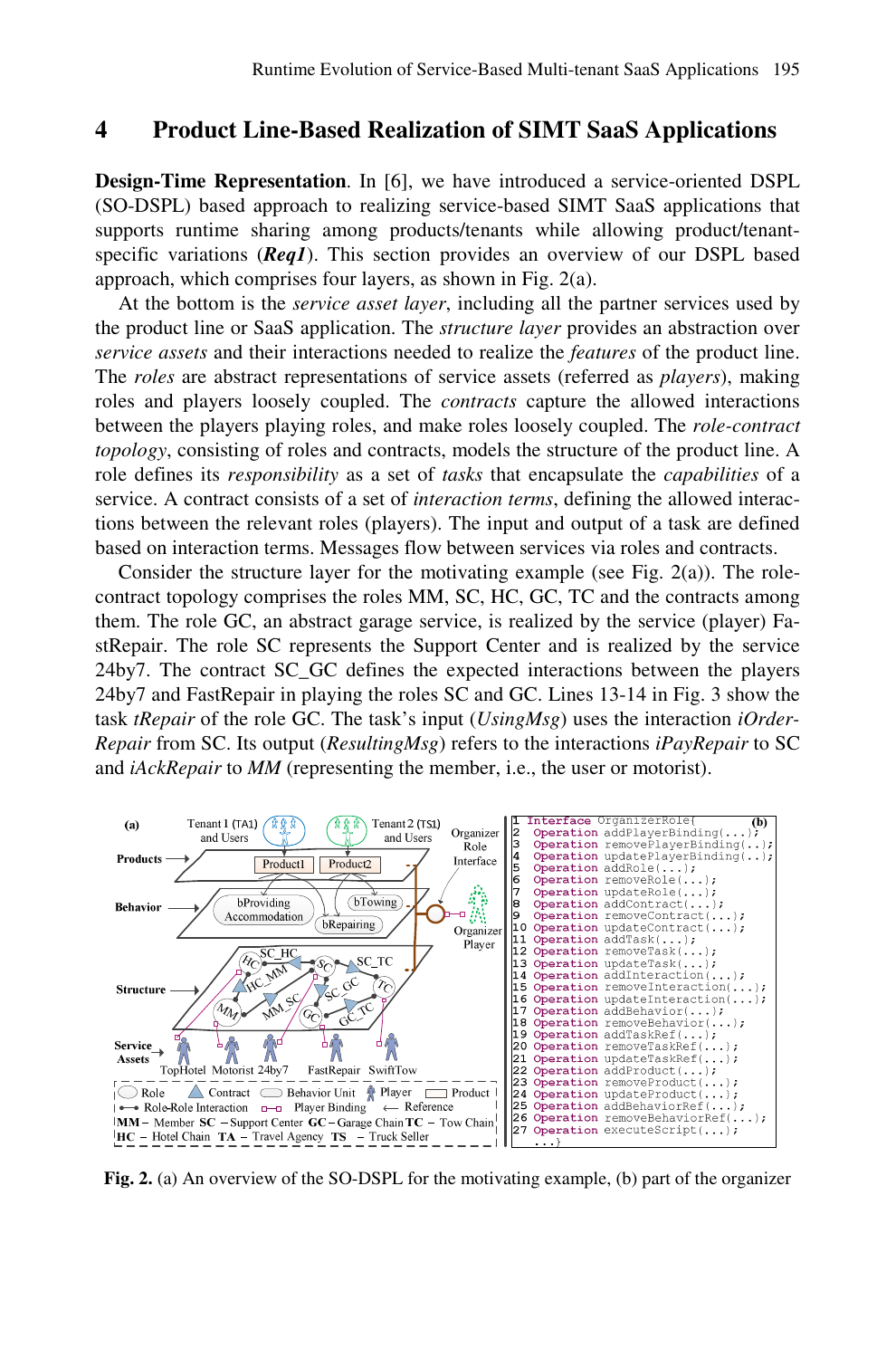## 4 Product Line-Based Realization of SIMT SaaS Applications

**Design-Time Representation**. In [6], we have introduced a service-oriented DSPL (SO-DSPL) based approach to realizing service-based SIMT SaaS applications that supports runtime sharing among products/tenants while allowing product/tenant-specific variations (***Req1***). This section provides an overview of our DSPL based approach, which comprises four layers, as shown in Fig. 2(a).

At the bottom is the *service asset layer*, including all the partner services used by the product line or SaaS application. The *structure layer* provides an abstraction over *service assets* and their interactions needed to realize the *features* of the product line. The *roles* are abstract representations of service assets (referred as *players*), making roles and players loosely coupled. The *contracts* capture the allowed interactions between the players playing roles, and make roles loosely coupled. The *role-contract topology*, consisting of roles and contracts, models the structure of the product line. A role defines its *responsibility* as a set of *tasks* that encapsulate the *capabilities* of a service. A contract consists of a set of *interaction terms*, defining the allowed interactions between the relevant roles (players). The input and output of a task are defined based on interaction terms. Messages flow between services via roles and contracts.

Consider the structure layer for the motivating example (see Fig. 2(a)). The role-contract topology comprises the roles MM, SC, HC, GC, TC and the contracts among them. The role GC, an abstract garage service, is realized by the service (player) FastRepair. The role SC represents the Support Center and is realized by the service 24by7. The contract SC_GC defines the expected interactions between the players 24by7 and FastRepair in playing the roles SC and GC. Lines 13-14 in Fig. 3 show the task *tRepair* of the role GC. The task's input (*UsingMsg*) uses the interaction *iOrderRepair* from SC. Its output (*ResultingMsg*) refers to the interactions *iPayRepair* to SC and *iAckRepair* to *MM* (representing the member, i.e., the user or motorist).

(a) Tenant 1 (TA1) and Users; Tenant 2 (TS1) and Users; Products: Product1, Product2; Behavior: bProviding Accommodation, bTowing, bRepairing; Structure: SC_HC, SC_TC, HC_MM, MM_SC, SC_GC, GC_TC, roles HC, SC, TC, MM, GC; Service Assets: TopHotel, Motorist, 24by7, FastRepair, SwiftTow; Organizer Role Interface; Organizer Player.

Legend: Role, Contract, Behavior Unit, Player, Product, Role-Role Interaction, Player Binding, Reference. MM – Member SC – Support Center GC – Garage Chain TC – Tow Chain HC – Hotel Chain TA – Travel Agency TS – Truck Seller

```
1  Interface OrganizerRole{                    (b)
2   Operation addPlayerBinding(...);
3   Operation removePlayerBinding(..);
4   Operation updatePlayerBinding(..);
5   Operation addRole(...);
6   Operation removeRole(...);
7   Operation updateRole(...);
8   Operation addContract(...);
9   Operation removeContract(...);
10  Operation updateContract(...);
11  Operation addTask(...);
12  Operation removeTask(...);
13  Operation updateTask(...);
14  Operation addInteraction(...);
15  Operation removeInteraction(...);
16  Operation updateInteraction(...);
17  Operation addBehavior(...);
18  Operation removeBehavior(...);
19  Operation addTaskRef(...);
20  Operation removeTaskRef(...);
21  Operation updateTaskRef(...);
22  Operation addProduct(...);
23  Operation removeProduct(...);
24  Operation updateProduct(...);
25  Operation addBehaviorRef(...);
26  Operation removeBehaviorRef(...);
27  Operation executeScript(...);
    ...}
```

**Fig. 2.** (a) An overview of the SO-DSPL for the motivating example, (b) part of the organizer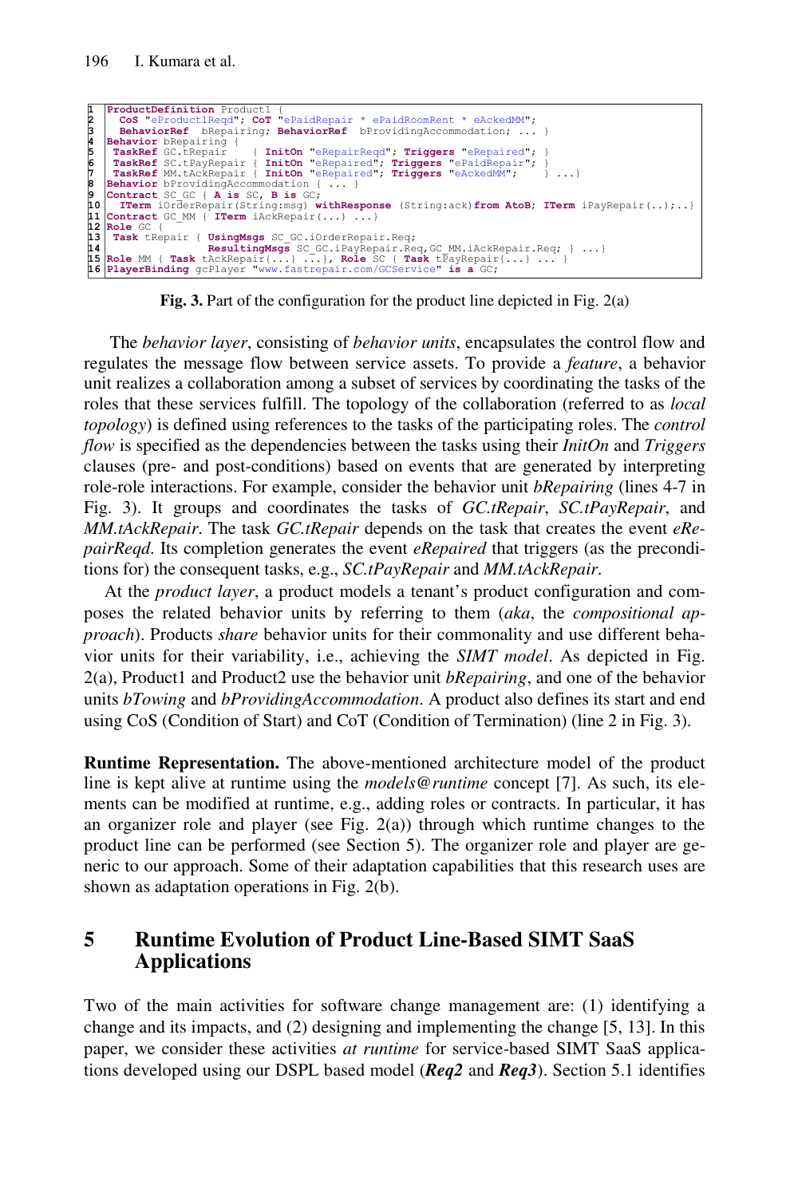```
1  ProductDefinition Product1 {
2    CoS "eProduct1Reqd"; CoT "ePaidRepair * ePaidRoomRent * eAckedMM";
3    BehaviorRef  bRepairing; BehaviorRef  bProvidingAccommodation; ... }
4  Behavior bRepairing {
5   TaskRef GC.tRepair    { InitOn "eRepairReqd"; Triggers "eRepaired"; }
6   TaskRef SC.tPayRepair { InitOn "eRepaired"; Triggers "ePaidRepair"; }
7   TaskRef MM.tAckRepair { InitOn "eRepaired"; Triggers "eAckedMM";    } ...}
8  Behavior bProvidingAccommodation { ... }
9  Contract SC_GC { A is SC, B is GC;
10   ITerm iOrderRepair(String:msg) withResponse (String:ack)from AtoB; ITerm iPayRepair(..);..}
11 Contract GC_MM { ITerm iAckRepair(...) ...}
12 Role GC {
13  Task tRepair { UsingMsgs SC_GC.iOrderRepair.Req;
14                 ResultingMsgs SC_GC.iPayRepair.Req,GC_MM.iAckRepair.Req; } ...}
15 Role MM { Task tAckRepair{...} ...}, Role SC { Task tPayRepair{...} ... }
16 PlayerBinding gcPlayer "www.fastrepair.com/GCService" is a GC;
```

**Fig. 3.** Part of the configuration for the product line depicted in Fig. 2(a)

The *behavior layer*, consisting of *behavior units*, encapsulates the control flow and regulates the message flow between service assets. To provide a *feature*, a behavior unit realizes a collaboration among a subset of services by coordinating the tasks of the roles that these services fulfill. The topology of the collaboration (referred to as *local topology*) is defined using references to the tasks of the participating roles. The *control flow* is specified as the dependencies between the tasks using their *InitOn* and *Triggers* clauses (pre- and post-conditions) based on events that are generated by interpreting role-role interactions. For example, consider the behavior unit *bRepairing* (lines 4-7 in Fig. 3). It groups and coordinates the tasks of *GC.tRepair*, *SC.tPayRepair*, and *MM.tAckRepair*. The task *GC.tRepair* depends on the task that creates the event *eRepairReqd*. Its completion generates the event *eRepaired* that triggers (as the preconditions for) the consequent tasks, e.g., *SC.tPayRepair* and *MM.tAckRepair*.

At the *product layer*, a product models a tenant's product configuration and composes the related behavior units by referring to them (*aka*, the *compositional approach*). Products *share* behavior units for their commonality and use different behavior units for their variability, i.e., achieving the *SIMT model*. As depicted in Fig. 2(a), Product1 and Product2 use the behavior unit *bRepairing*, and one of the behavior units *bTowing* and *bProvidingAccommodation*. A product also defines its start and end using CoS (Condition of Start) and CoT (Condition of Termination) (line 2 in Fig. 3).

**Runtime Representation.** The above-mentioned architecture model of the product line is kept alive at runtime using the *models@runtime* concept [7]. As such, its elements can be modified at runtime, e.g., adding roles or contracts. In particular, it has an organizer role and player (see Fig. 2(a)) through which runtime changes to the product line can be performed (see Section 5). The organizer role and player are generic to our approach. Some of their adaptation capabilities that this research uses are shown as adaptation operations in Fig. 2(b).

## 5 Runtime Evolution of Product Line-Based SIMT SaaS Applications

Two of the main activities for software change management are: (1) identifying a change and its impacts, and (2) designing and implementing the change [5, 13]. In this paper, we consider these activities *at runtime* for service-based SIMT SaaS applications developed using our DSPL based model (***Req2*** and ***Req3***). Section 5.1 identifies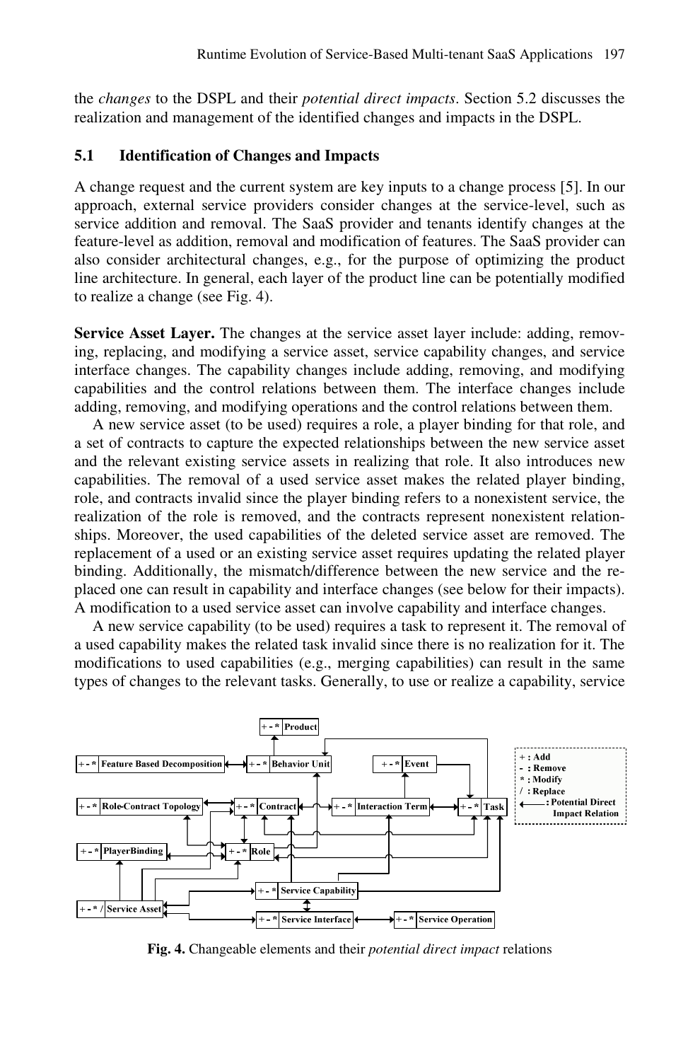the *changes* to the DSPL and their *potential direct impacts*. Section 5.2 discusses the realization and management of the identified changes and impacts in the DSPL.

### 5.1 Identification of Changes and Impacts

A change request and the current system are key inputs to a change process [5]. In our approach, external service providers consider changes at the service-level, such as service addition and removal. The SaaS provider and tenants identify changes at the feature-level as addition, removal and modification of features. The SaaS provider can also consider architectural changes, e.g., for the purpose of optimizing the product line architecture. In general, each layer of the product line can be potentially modified to realize a change (see Fig. 4).

**Service Asset Layer.** The changes at the service asset layer include: adding, removing, replacing, and modifying a service asset, service capability changes, and service interface changes. The capability changes include adding, removing, and modifying capabilities and the control relations between them. The interface changes include adding, removing, and modifying operations and the control relations between them.

A new service asset (to be used) requires a role, a player binding for that role, and a set of contracts to capture the expected relationships between the new service asset and the relevant existing service assets in realizing that role. It also introduces new capabilities. The removal of a used service asset makes the related player binding, role, and contracts invalid since the player binding refers to a nonexistent service, the realization of the role is removed, and the contracts represent nonexistent relationships. Moreover, the used capabilities of the deleted service asset are removed. The replacement of a used or an existing service asset requires updating the related player binding. Additionally, the mismatch/difference between the new service and the replaced one can result in capability and interface changes (see below for their impacts). A modification to a used service asset can involve capability and interface changes.

A new service capability (to be used) requires a task to represent it. The removal of a used capability makes the related task invalid since there is no realization for it. The modifications to used capabilities (e.g., merging capabilities) can result in the same types of changes to the relevant tasks. Generally, to use or realize a capability, service

+ - * Product
+ - * Feature Based Decomposition
+ - * Behavior Unit
+ - * Event
+ - * Role-Contract Topology
+ - * Contract
+ - * Interaction Term
+ - * Task
+ - * PlayerBinding
+ - * Role
+ - * Service Capability
+ - * / Service Asset
+ - * Service Interface
+ - * Service Operation
+ : Add
- : Remove
* : Modify
/ : Replace
: Potential Direct Impact Relation

**Fig. 4.** Changeable elements and their *potential direct impact* relations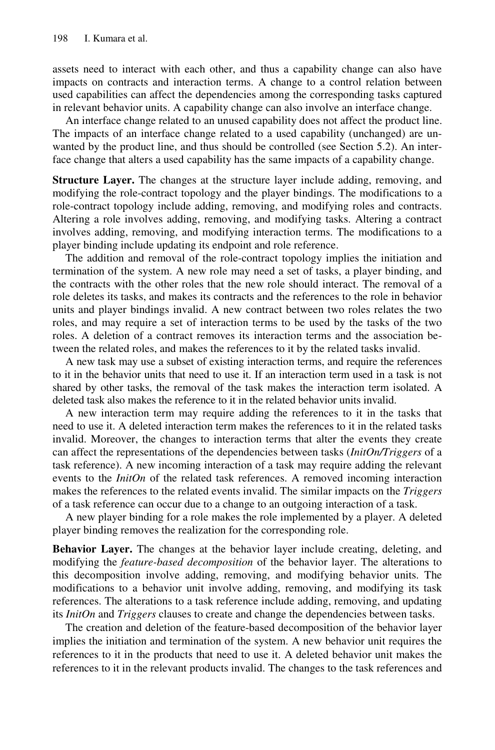assets need to interact with each other, and thus a capability change can also have impacts on contracts and interaction terms. A change to a control relation between used capabilities can affect the dependencies among the corresponding tasks captured in relevant behavior units. A capability change can also involve an interface change.

An interface change related to an unused capability does not affect the product line. The impacts of an interface change related to a used capability (unchanged) are unwanted by the product line, and thus should be controlled (see Section 5.2). An interface change that alters a used capability has the same impacts of a capability change.

**Structure Layer.** The changes at the structure layer include adding, removing, and modifying the role-contract topology and the player bindings. The modifications to a role-contract topology include adding, removing, and modifying roles and contracts. Altering a role involves adding, removing, and modifying tasks. Altering a contract involves adding, removing, and modifying interaction terms. The modifications to a player binding include updating its endpoint and role reference.

The addition and removal of the role-contract topology implies the initiation and termination of the system. A new role may need a set of tasks, a player binding, and the contracts with the other roles that the new role should interact. The removal of a role deletes its tasks, and makes its contracts and the references to the role in behavior units and player bindings invalid. A new contract between two roles relates the two roles, and may require a set of interaction terms to be used by the tasks of the two roles. A deletion of a contract removes its interaction terms and the association between the related roles, and makes the references to it by the related tasks invalid.

A new task may use a subset of existing interaction terms, and require the references to it in the behavior units that need to use it. If an interaction term used in a task is not shared by other tasks, the removal of the task makes the interaction term isolated. A deleted task also makes the reference to it in the related behavior units invalid.

A new interaction term may require adding the references to it in the tasks that need to use it. A deleted interaction term makes the references to it in the related tasks invalid. Moreover, the changes to interaction terms that alter the events they create can affect the representations of the dependencies between tasks (*InitOn/Triggers* of a task reference). A new incoming interaction of a task may require adding the relevant events to the *InitOn* of the related task references. A removed incoming interaction makes the references to the related events invalid. The similar impacts on the *Triggers* of a task reference can occur due to a change to an outgoing interaction of a task.

A new player binding for a role makes the role implemented by a player. A deleted player binding removes the realization for the corresponding role.

**Behavior Layer.** The changes at the behavior layer include creating, deleting, and modifying the *feature-based decomposition* of the behavior layer. The alterations to this decomposition involve adding, removing, and modifying behavior units. The modifications to a behavior unit involve adding, removing, and modifying its task references. The alterations to a task reference include adding, removing, and updating its *InitOn* and *Triggers* clauses to create and change the dependencies between tasks.

The creation and deletion of the feature-based decomposition of the behavior layer implies the initiation and termination of the system. A new behavior unit requires the references to it in the products that need to use it. A deleted behavior unit makes the references to it in the relevant products invalid. The changes to the task references and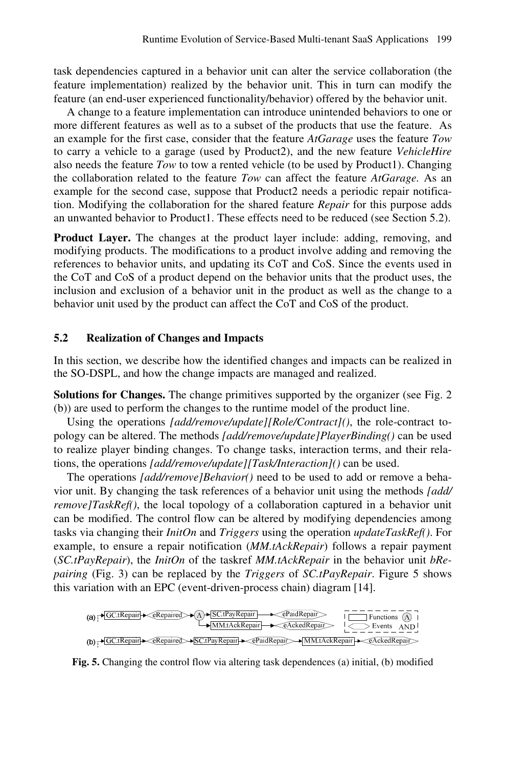task dependencies captured in a behavior unit can alter the service collaboration (the feature implementation) realized by the behavior unit. This in turn can modify the feature (an end-user experienced functionality/behavior) offered by the behavior unit.

A change to a feature implementation can introduce unintended behaviors to one or more different features as well as to a subset of the products that use the feature. As an example for the first case, consider that the feature *AtGarage* uses the feature *Tow* to carry a vehicle to a garage (used by Product2), and the new feature *VehicleHire* also needs the feature *Tow* to tow a rented vehicle (to be used by Product1). Changing the collaboration related to the feature *Tow* can affect the feature *AtGarage*. As an example for the second case, suppose that Product2 needs a periodic repair notification. Modifying the collaboration for the shared feature *Repair* for this purpose adds an unwanted behavior to Product1. These effects need to be reduced (see Section 5.2).

**Product Layer.** The changes at the product layer include: adding, removing, and modifying products. The modifications to a product involve adding and removing the references to behavior units, and updating its CoT and CoS. Since the events used in the CoT and CoS of a product depend on the behavior units that the product uses, the inclusion and exclusion of a behavior unit in the product as well as the change to a behavior unit used by the product can affect the CoT and CoS of the product.

### 5.2 Realization of Changes and Impacts

In this section, we describe how the identified changes and impacts can be realized in the SO-DSPL, and how the change impacts are managed and realized.

**Solutions for Changes.** The change primitives supported by the organizer (see Fig. 2 (b)) are used to perform the changes to the runtime model of the product line.

Using the operations *[add/remove/update][Role/Contract]()*, the role-contract topology can be altered. The methods *[add/remove/update]PlayerBinding()* can be used to realize player binding changes. To change tasks, interaction terms, and their relations, the operations *[add/remove/update][Task/Interaction]()* can be used.

The operations *[add/remove]Behavior()* need to be used to add or remove a behavior unit. By changing the task references of a behavior unit using the methods *[add/remove]TaskRef()*, the local topology of a collaboration captured in a behavior unit can be modified. The control flow can be altered by modifying dependencies among tasks via changing their *InitOn* and *Triggers* using the operation *updateTaskRef()*. For example, to ensure a repair notification (*MM.tAckRepair*) follows a repair payment (*SC.tPayRepair*), the *InitOn* of the taskref *MM.tAckRepair* in the behavior unit *bRepairing* (Fig. 3) can be replaced by the *Triggers* of *SC.tPayRepair*. Figure 5 shows this variation with an EPC (event-driven-process chain) diagram [14].

(a) GC.tRepair → eRepaired → Λ → SC.tPayRepair → ePaidRepair; MM.tAckRepair → eAckedRepair

Functions
Events
Λ AND

(b) GC.tRepair → eRepaired → SC.tPayRepair → ePaidRepair → MM.tAckRepair → eAckedRepair

**Fig. 5.** Changing the control flow via altering task dependences (a) initial, (b) modified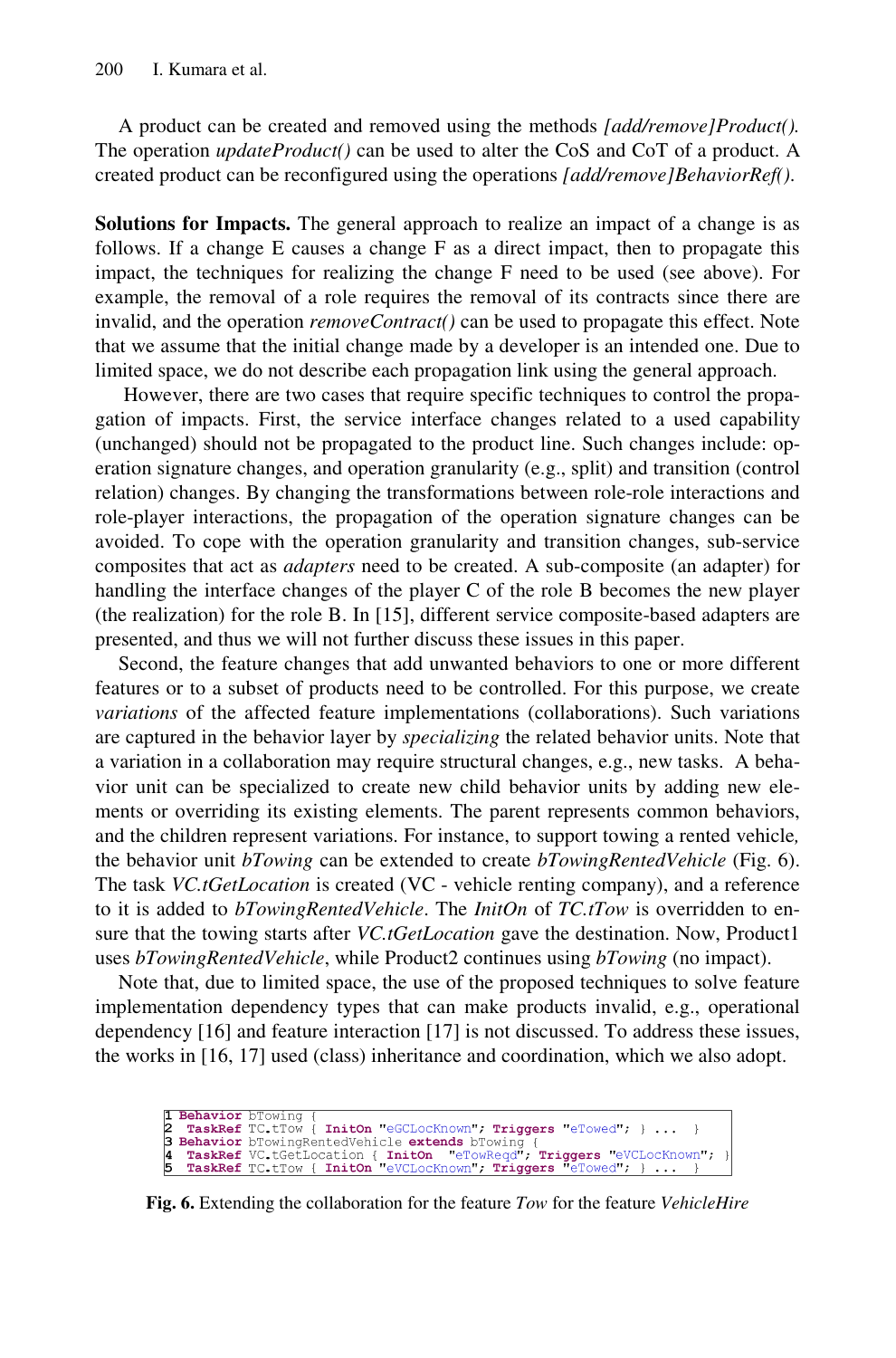A product can be created and removed using the methods *[add/remove]Product()*. The operation *updateProduct()* can be used to alter the CoS and CoT of a product. A created product can be reconfigured using the operations *[add/remove]BehaviorRef()*.

**Solutions for Impacts.** The general approach to realize an impact of a change is as follows. If a change E causes a change F as a direct impact, then to propagate this impact, the techniques for realizing the change F need to be used (see above). For example, the removal of a role requires the removal of its contracts since there are invalid, and the operation *removeContract()* can be used to propagate this effect. Note that we assume that the initial change made by a developer is an intended one. Due to limited space, we do not describe each propagation link using the general approach.

However, there are two cases that require specific techniques to control the propagation of impacts. First, the service interface changes related to a used capability (unchanged) should not be propagated to the product line. Such changes include: operation signature changes, and operation granularity (e.g., split) and transition (control relation) changes. By changing the transformations between role-role interactions and role-player interactions, the propagation of the operation signature changes can be avoided. To cope with the operation granularity and transition changes, sub-service composites that act as *adapters* need to be created. A sub-composite (an adapter) for handling the interface changes of the player C of the role B becomes the new player (the realization) for the role B. In [15], different service composite-based adapters are presented, and thus we will not further discuss these issues in this paper.

Second, the feature changes that add unwanted behaviors to one or more different features or to a subset of products need to be controlled. For this purpose, we create *variations* of the affected feature implementations (collaborations). Such variations are captured in the behavior layer by *specializing* the related behavior units. Note that a variation in a collaboration may require structural changes, e.g., new tasks. A behavior unit can be specialized to create new child behavior units by adding new elements or overriding its existing elements. The parent represents common behaviors, and the children represent variations. For instance, to support towing a rented vehicle, the behavior unit *bTowing* can be extended to create *bTowingRentedVehicle* (Fig. 6). The task *VC.tGetLocation* is created (VC - vehicle renting company), and a reference to it is added to *bTowingRentedVehicle*. The *InitOn* of *TC.tTow* is overridden to ensure that the towing starts after *VC.tGetLocation* gave the destination. Now, Product1 uses *bTowingRentedVehicle*, while Product2 continues using *bTowing* (no impact).

Note that, due to limited space, the use of the proposed techniques to solve feature implementation dependency types that can make products invalid, e.g., operational dependency [16] and feature interaction [17] is not discussed. To address these issues, the works in [16, 17] used (class) inheritance and coordination, which we also adopt.

```
1 Behavior bTowing {
2   TaskRef TC.tTow { InitOn "eGCLocKnown"; Triggers "eTowed"; } ...  }
3 Behavior bTowingRentedVehicle extends bTowing {
4   TaskRef VC.tGetLocation { InitOn  "eTowReqd"; Triggers "eVCLocKnown"; }
5   TaskRef TC.tTow { InitOn "eVCLocKnown"; Triggers "eTowed"; } ...  }
```

**Fig. 6.** Extending the collaboration for the feature *Tow* for the feature *VehicleHire*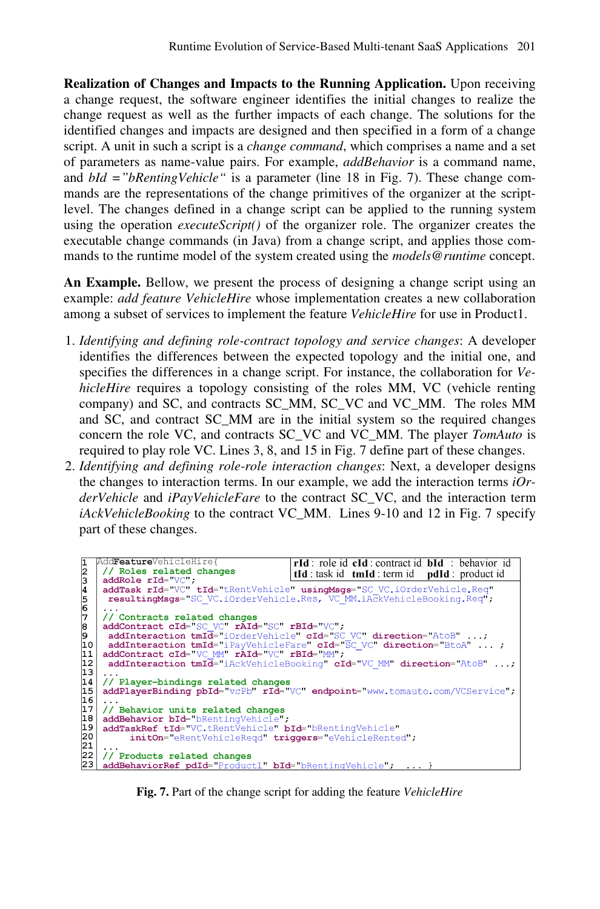**Realization of Changes and Impacts to the Running Application.** Upon receiving a change request, the software engineer identifies the initial changes to realize the change request as well as the further impacts of each change. The solutions for the identified changes and impacts are designed and then specified in a form of a change script. A unit in such a script is a *change command*, which comprises a name and a set of parameters as name-value pairs. For example, *addBehavior* is a command name, and *bId ="bRentingVehicle"* is a parameter (line 18 in Fig. 7). These change commands are the representations of the change primitives of the organizer at the script-level. The changes defined in a change script can be applied to the running system using the operation *executeScript()* of the organizer role. The organizer creates the executable change commands (in Java) from a change script, and applies those commands to the runtime model of the system created using the *models@runtime* concept.

**An Example.** Bellow, we present the process of designing a change script using an example: *add feature VehicleHire* whose implementation creates a new collaboration among a subset of services to implement the feature *VehicleHire* for use in Product1.

1. *Identifying and defining role-contract topology and service changes*: A developer identifies the differences between the expected topology and the initial one, and specifies the differences in a change script. For instance, the collaboration for *VehicleHire* requires a topology consisting of the roles MM, VC (vehicle renting company) and SC, and contracts SC_MM, SC_VC and VC_MM. The roles MM and SC, and contract SC_MM are in the initial system so the required changes concern the role VC, and contracts SC_VC and VC_MM. The player *TomAuto* is required to play role VC. Lines 3, 8, and 15 in Fig. 7 define part of these changes.
2. *Identifying and defining role-role interaction changes*: Next, a developer designs the changes to interaction terms. In our example, we add the interaction terms *iOrderVehicle* and *iPayVehicleFare* to the contract SC_VC, and the interaction term *iAckVehicleBooking* to the contract VC_MM. Lines 9-10 and 12 in Fig. 7 specify part of these changes.

```
1  AddFeatureVehicleHire{                          rId : role id  cId : contract id  bId : behavior id
2   // Roles related changes                       tId : task id  tmId : term id   pdId : product id
3   addRole rId="VC";
4   addTask rId="VC" tId="tRentVehicle" usingMsgs="SC_VC.iOrderVehicle.Req"
5    resultingMsgs="SC_VC.iOrderVehicle.Res, VC_MM.iAckVehicleBooking.Req";
6   ...
7   // Contracts related changes
8   addContract cId="SC_VC" rAId="SC" rBId="VC";
9    addInteraction tmId="iOrderVehicle" cId="SC_VC" direction="AtoB" ...;
10   addInteraction tmId="iPayVehicleFare" cId="SC_VC" direction="BtoA" ... ;
11  addContract cId="VC_MM" rAId="VC" rBId="MM";
12   addInteraction tmId="iAckVehicleBooking" cId="VC_MM" direction="AtoB" ...;
13  ...
14  // Player-bindings related changes
15  addPlayerBinding pbId="vcPb" rId="VC" endpoint="www.tomauto.com/VCService";
16  ...
17  // Behavior units related changes
18  addBehavior bId="bRentingVehicle";
19  addTaskRef tId="VC.tRentVehicle" bId="bRentingVehicle"
20       initOn="eRentVehicleReqd" triggers="eVehicleRented";
21  ...
22  // Products related changes
23  addBehaviorRef pdId="Product1" bId="bRentingVehicle";  ... }
```

**Fig. 7.** Part of the change script for adding the feature *VehicleHire*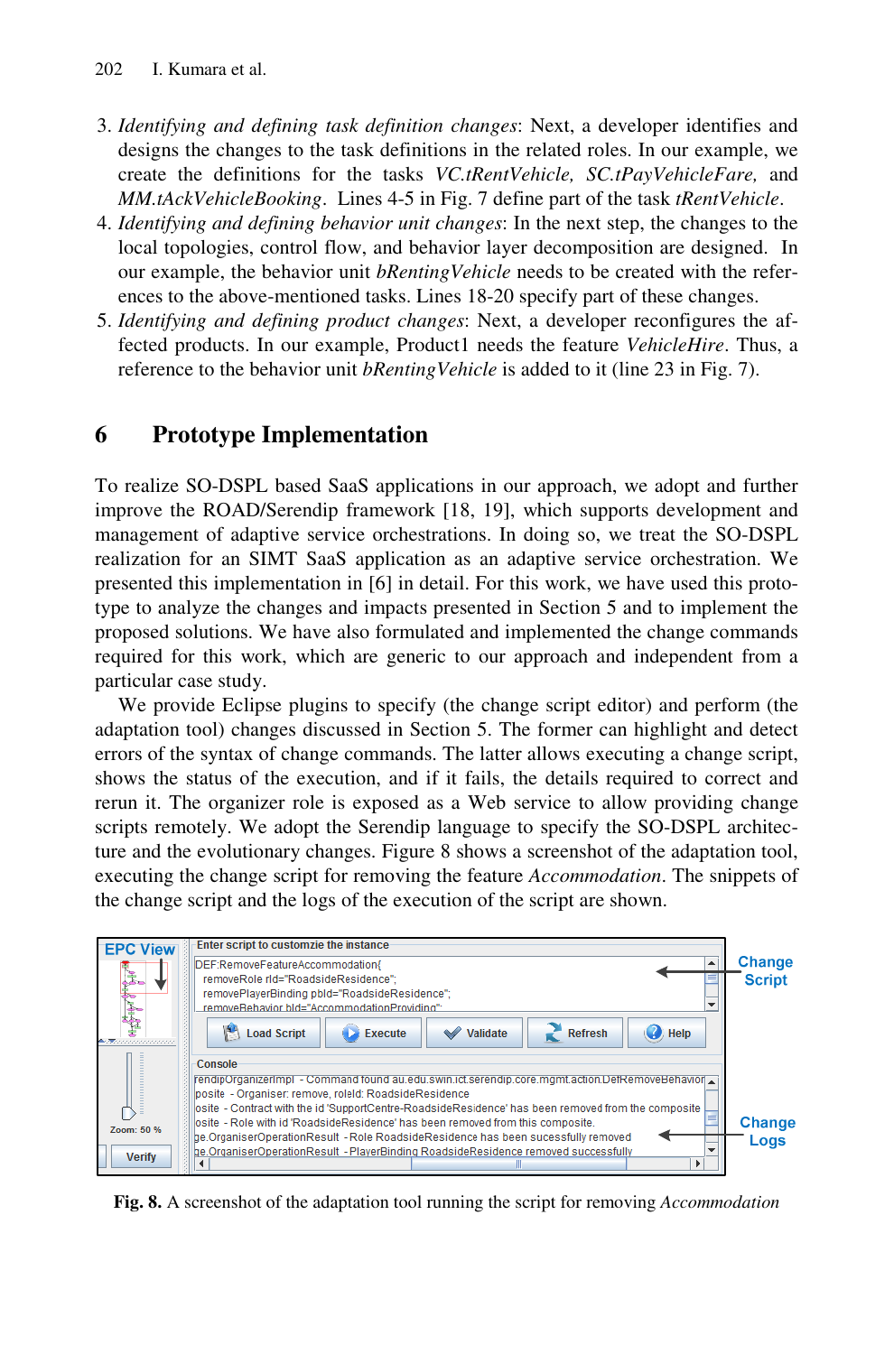3. *Identifying and defining task definition changes*: Next, a developer identifies and designs the changes to the task definitions in the related roles. In our example, we create the definitions for the tasks *VC.tRentVehicle, SC.tPayVehicleFare,* and *MM.tAckVehicleBooking*. Lines 4-5 in Fig. 7 define part of the task *tRentVehicle*.
4. *Identifying and defining behavior unit changes*: In the next step, the changes to the local topologies, control flow, and behavior layer decomposition are designed. In our example, the behavior unit *bRentingVehicle* needs to be created with the references to the above-mentioned tasks. Lines 18-20 specify part of these changes.
5. *Identifying and defining product changes*: Next, a developer reconfigures the affected products. In our example, Product1 needs the feature *VehicleHire*. Thus, a reference to the behavior unit *bRentingVehicle* is added to it (line 23 in Fig. 7).

## 6 Prototype Implementation

To realize SO-DSPL based SaaS applications in our approach, we adopt and further improve the ROAD/Serendip framework [18, 19], which supports development and management of adaptive service orchestrations. In doing so, we treat the SO-DSPL realization for an SIMT SaaS application as an adaptive service orchestration. We presented this implementation in [6] in detail. For this work, we have used this prototype to analyze the changes and impacts presented in Section 5 and to implement the proposed solutions. We have also formulated and implemented the change commands required for this work, which are generic to our approach and independent from a particular case study.

We provide Eclipse plugins to specify (the change script editor) and perform (the adaptation tool) changes discussed in Section 5. The former can highlight and detect errors of the syntax of change commands. The latter allows executing a change script, shows the status of the execution, and if it fails, the details required to correct and rerun it. The organizer role is exposed as a Web service to allow providing change scripts remotely. We adopt the Serendip language to specify the SO-DSPL architecture and the evolutionary changes. Figure 8 shows a screenshot of the adaptation tool, executing the change script for removing the feature *Accommodation*. The snippets of the change script and the logs of the execution of the script are shown.

**Fig. 8.** A screenshot of the adaptation tool running the script for removing *Accommodation*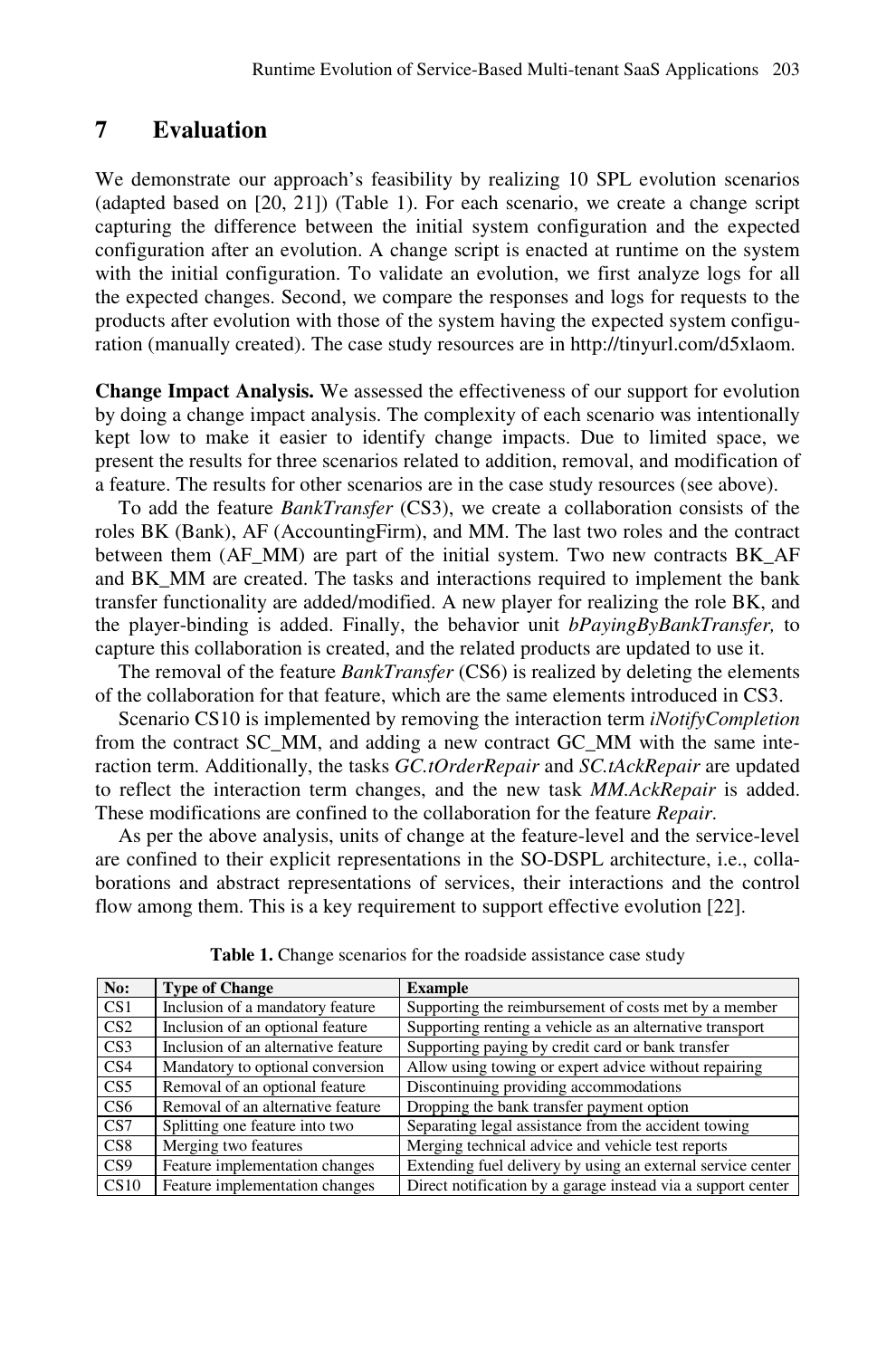## 7 Evaluation

We demonstrate our approach's feasibility by realizing 10 SPL evolution scenarios (adapted based on [20, 21]) (Table 1). For each scenario, we create a change script capturing the difference between the initial system configuration and the expected configuration after an evolution. A change script is enacted at runtime on the system with the initial configuration. To validate an evolution, we first analyze logs for all the expected changes. Second, we compare the responses and logs for requests to the products after evolution with those of the system having the expected system configuration (manually created). The case study resources are in http://tinyurl.com/d5xlaom.

**Change Impact Analysis.** We assessed the effectiveness of our support for evolution by doing a change impact analysis. The complexity of each scenario was intentionally kept low to make it easier to identify change impacts. Due to limited space, we present the results for three scenarios related to addition, removal, and modification of a feature. The results for other scenarios are in the case study resources (see above).

To add the feature *BankTransfer* (CS3), we create a collaboration consists of the roles BK (Bank), AF (AccountingFirm), and MM. The last two roles and the contract between them (AF_MM) are part of the initial system. Two new contracts BK_AF and BK_MM are created. The tasks and interactions required to implement the bank transfer functionality are added/modified. A new player for realizing the role BK, and the player-binding is added. Finally, the behavior unit *bPayingByBankTransfer,* to capture this collaboration is created, and the related products are updated to use it.

The removal of the feature *BankTransfer* (CS6) is realized by deleting the elements of the collaboration for that feature, which are the same elements introduced in CS3.

Scenario CS10 is implemented by removing the interaction term *iNotifyCompletion* from the contract SC_MM, and adding a new contract GC_MM with the same interaction term. Additionally, the tasks *GC.tOrderRepair* and *SC.tAckRepair* are updated to reflect the interaction term changes, and the new task *MM.AckRepair* is added. These modifications are confined to the collaboration for the feature *Repair*.

As per the above analysis, units of change at the feature-level and the service-level are confined to their explicit representations in the SO-DSPL architecture, i.e., collaborations and abstract representations of services, their interactions and the control flow among them. This is a key requirement to support effective evolution [22].

**Table 1.** Change scenarios for the roadside assistance case study

| No: | Type of Change | Example |
|---|---|---|
| CS1 | Inclusion of a mandatory feature | Supporting the reimbursement of costs met by a member |
| CS2 | Inclusion of an optional feature | Supporting renting a vehicle as an alternative transport |
| CS3 | Inclusion of an alternative feature | Supporting paying by credit card or bank transfer |
| CS4 | Mandatory to optional conversion | Allow using towing or expert advice without repairing |
| CS5 | Removal of an optional feature | Discontinuing providing accommodations |
| CS6 | Removal of an alternative feature | Dropping the bank transfer payment option |
| CS7 | Splitting one feature into two | Separating legal assistance from the accident towing |
| CS8 | Merging two features | Merging technical advice and vehicle test reports |
| CS9 | Feature implementation changes | Extending fuel delivery by using an external service center |
| CS10 | Feature implementation changes | Direct notification by a garage instead via a support center |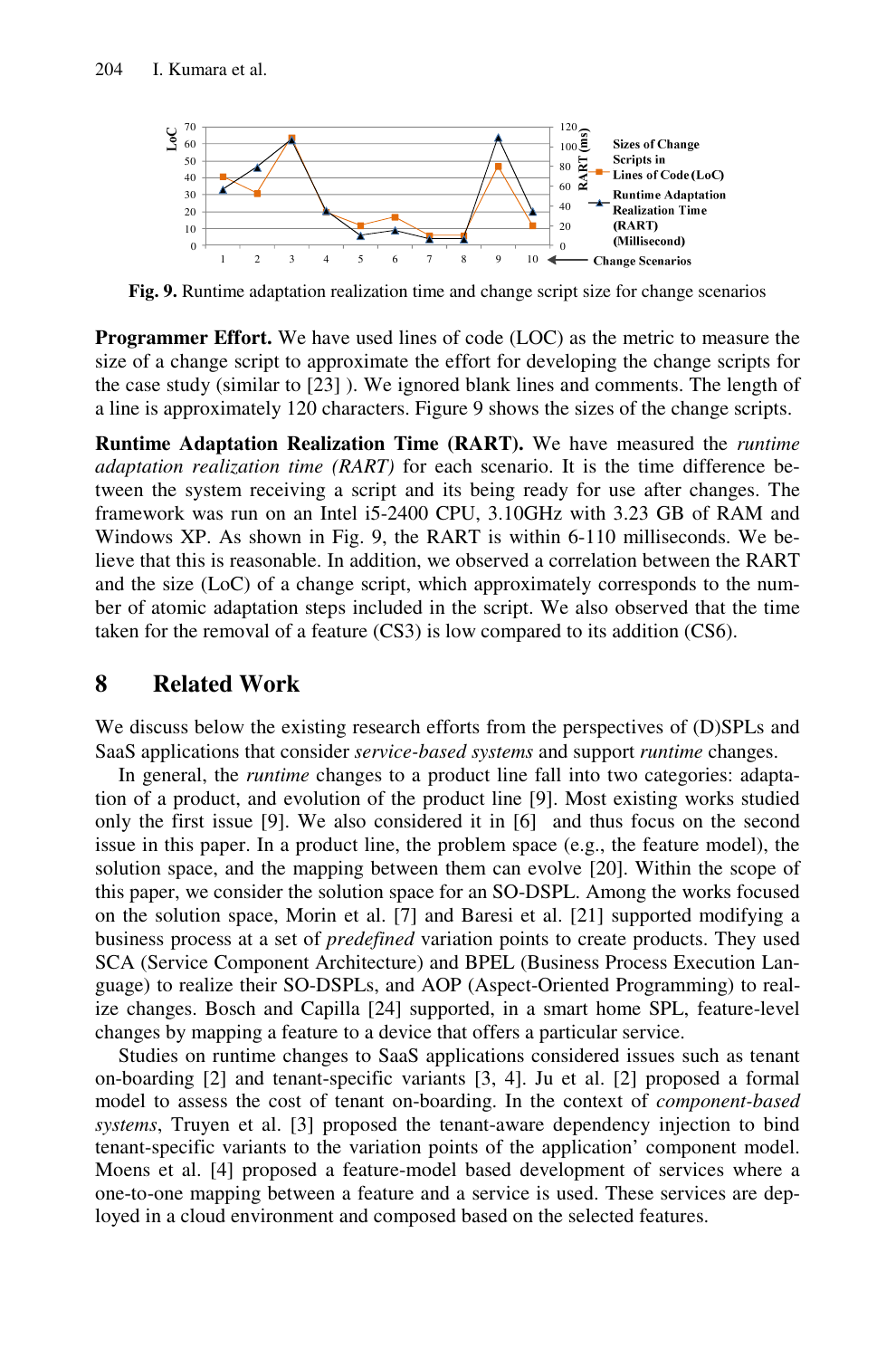Fig. 9. Runtime adaptation realization time and change script size for change scenarios

**Programmer Effort.** We have used lines of code (LOC) as the metric to measure the size of a change script to approximate the effort for developing the change scripts for the case study (similar to [23] ). We ignored blank lines and comments. The length of a line is approximately 120 characters. Figure 9 shows the sizes of the change scripts.

**Runtime Adaptation Realization Time (RART).** We have measured the *runtime adaptation realization time (RART)* for each scenario. It is the time difference between the system receiving a script and its being ready for use after changes. The framework was run on an Intel i5-2400 CPU, 3.10GHz with 3.23 GB of RAM and Windows XP. As shown in Fig. 9, the RART is within 6-110 milliseconds. We believe that this is reasonable. In addition, we observed a correlation between the RART and the size (LoC) of a change script, which approximately corresponds to the number of atomic adaptation steps included in the script. We also observed that the time taken for the removal of a feature (CS3) is low compared to its addition (CS6).

## 8 Related Work

We discuss below the existing research efforts from the perspectives of (D)SPLs and SaaS applications that consider *service-based systems* and support *runtime* changes.

In general, the *runtime* changes to a product line fall into two categories: adaptation of a product, and evolution of the product line [9]. Most existing works studied only the first issue [9]. We also considered it in [6] and thus focus on the second issue in this paper. In a product line, the problem space (e.g., the feature model), the solution space, and the mapping between them can evolve [20]. Within the scope of this paper, we consider the solution space for an SO-DSPL. Among the works focused on the solution space, Morin et al. [7] and Baresi et al. [21] supported modifying a business process at a set of *predefined* variation points to create products. They used SCA (Service Component Architecture) and BPEL (Business Process Execution Language) to realize their SO-DSPLs, and AOP (Aspect-Oriented Programming) to realize changes. Bosch and Capilla [24] supported, in a smart home SPL, feature-level changes by mapping a feature to a device that offers a particular service.

Studies on runtime changes to SaaS applications considered issues such as tenant on-boarding [2] and tenant-specific variants [3, 4]. Ju et al. [2] proposed a formal model to assess the cost of tenant on-boarding. In the context of *component-based systems*, Truyen et al. [3] proposed the tenant-aware dependency injection to bind tenant-specific variants to the variation points of the application' component model. Moens et al. [4] proposed a feature-model based development of services where a one-to-one mapping between a feature and a service is used. These services are deployed in a cloud environment and composed based on the selected features.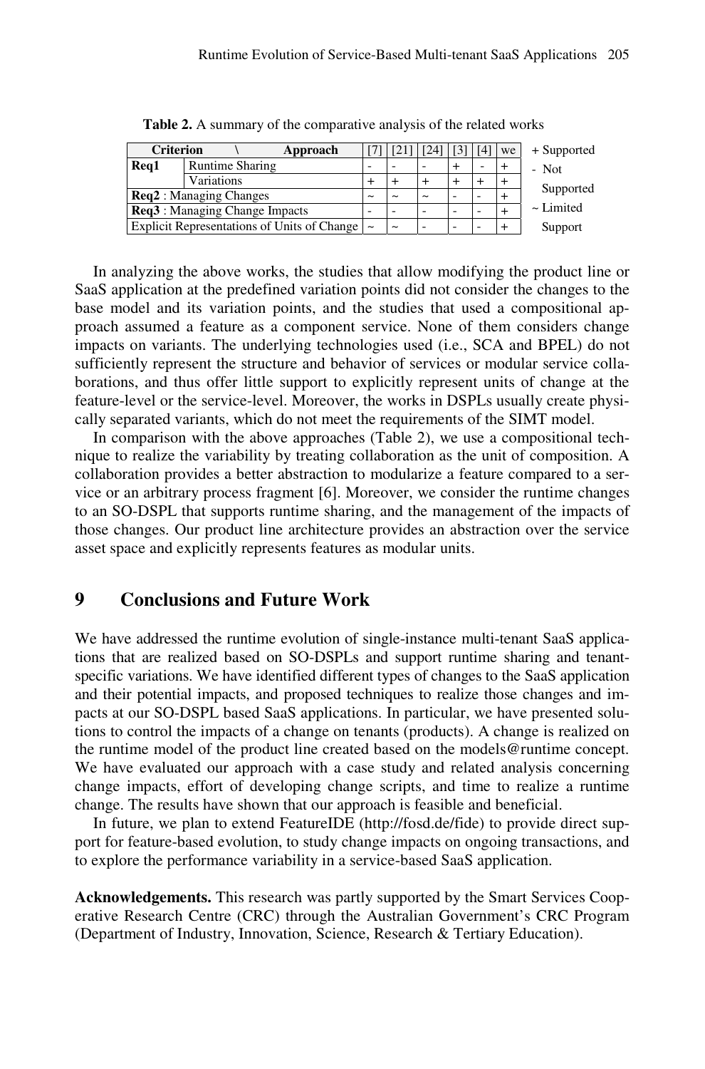**Table 2.** A summary of the comparative analysis of the related works

| Criterion \ Approach | | [7] | [21] | [24] | [3] | [4] | we |
|---|---|---|---|---|---|---|---|
| **Req1** | Runtime Sharing | - | - | - | + | - | + |
| | Variations | + | + | + | + | + | + |
| **Req2** : Managing Changes | | ~ | ~ | ~ | - | - | + |
| **Req3** : Managing Change Impacts | | - | - | - | - | - | + |
| Explicit Representations of Units of Change | | ~ | ~ | - | - | - | + |

+ Supported
- Not Supported
~ Limited Support

In analyzing the above works, the studies that allow modifying the product line or SaaS application at the predefined variation points did not consider the changes to the base model and its variation points, and the studies that used a compositional approach assumed a feature as a component service. None of them considers change impacts on variants. The underlying technologies used (i.e., SCA and BPEL) do not sufficiently represent the structure and behavior of services or modular service collaborations, and thus offer little support to explicitly represent units of change at the feature-level or the service-level. Moreover, the works in DSPLs usually create physically separated variants, which do not meet the requirements of the SIMT model.

In comparison with the above approaches (Table 2), we use a compositional technique to realize the variability by treating collaboration as the unit of composition. A collaboration provides a better abstraction to modularize a feature compared to a service or an arbitrary process fragment [6]. Moreover, we consider the runtime changes to an SO-DSPL that supports runtime sharing, and the management of the impacts of those changes. Our product line architecture provides an abstraction over the service asset space and explicitly represents features as modular units.

## 9 Conclusions and Future Work

We have addressed the runtime evolution of single-instance multi-tenant SaaS applications that are realized based on SO-DSPLs and support runtime sharing and tenant-specific variations. We have identified different types of changes to the SaaS application and their potential impacts, and proposed techniques to realize those changes and impacts at our SO-DSPL based SaaS applications. In particular, we have presented solutions to control the impacts of a change on tenants (products). A change is realized on the runtime model of the product line created based on the models@runtime concept. We have evaluated our approach with a case study and related analysis concerning change impacts, effort of developing change scripts, and time to realize a runtime change. The results have shown that our approach is feasible and beneficial.

In future, we plan to extend FeatureIDE (http://fosd.de/fide) to provide direct support for feature-based evolution, to study change impacts on ongoing transactions, and to explore the performance variability in a service-based SaaS application.

**Acknowledgements.** This research was partly supported by the Smart Services Cooperative Research Centre (CRC) through the Australian Government's CRC Program (Department of Industry, Innovation, Science, Research & Tertiary Education).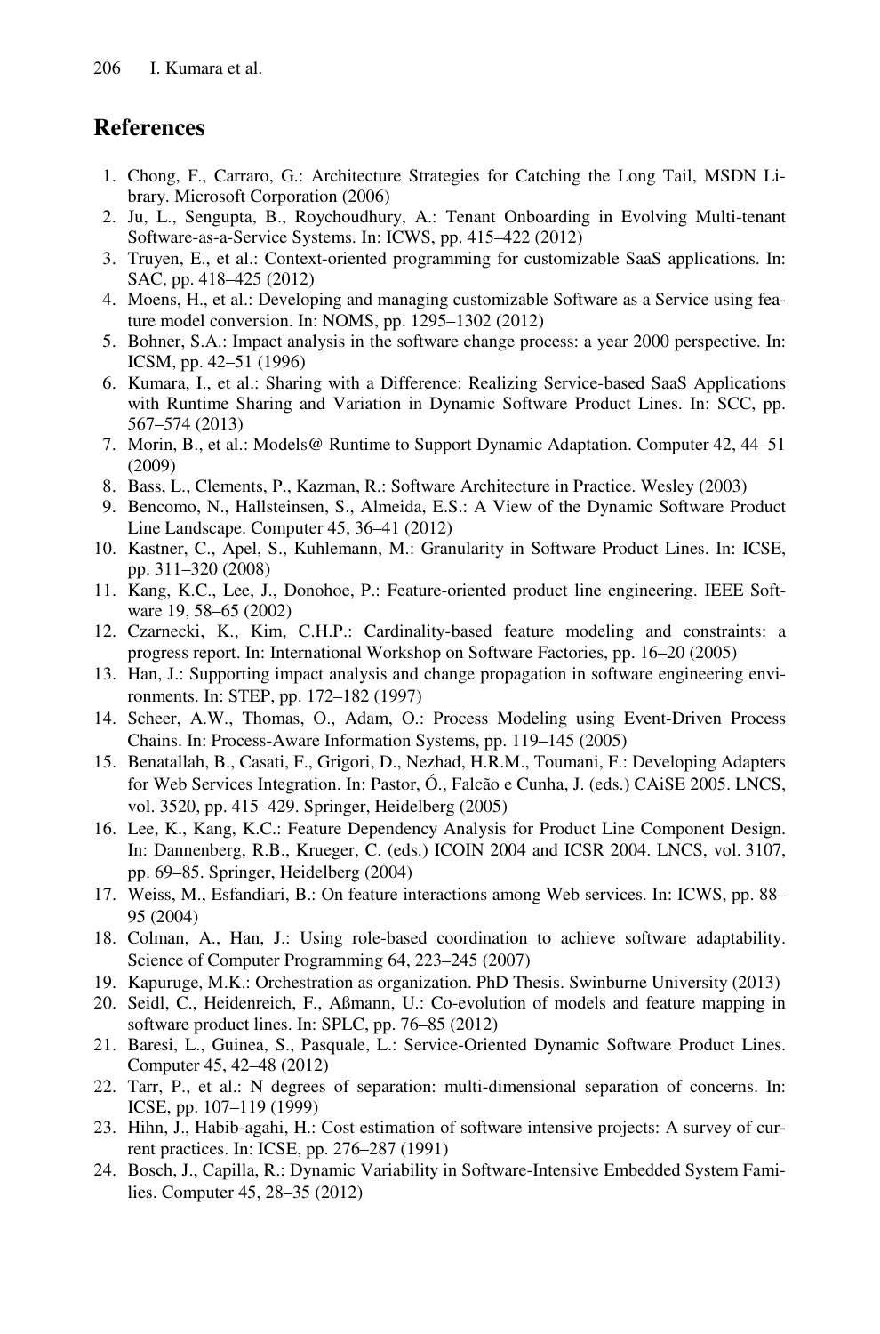## References

1. Chong, F., Carraro, G.: Architecture Strategies for Catching the Long Tail, MSDN Library. Microsoft Corporation (2006)
2. Ju, L., Sengupta, B., Roychoudhury, A.: Tenant Onboarding in Evolving Multi-tenant Software-as-a-Service Systems. In: ICWS, pp. 415–422 (2012)
3. Truyen, E., et al.: Context-oriented programming for customizable SaaS applications. In: SAC, pp. 418–425 (2012)
4. Moens, H., et al.: Developing and managing customizable Software as a Service using feature model conversion. In: NOMS, pp. 1295–1302 (2012)
5. Bohner, S.A.: Impact analysis in the software change process: a year 2000 perspective. In: ICSM, pp. 42–51 (1996)
6. Kumara, I., et al.: Sharing with a Difference: Realizing Service-based SaaS Applications with Runtime Sharing and Variation in Dynamic Software Product Lines. In: SCC, pp. 567–574 (2013)
7. Morin, B., et al.: Models@ Runtime to Support Dynamic Adaptation. Computer 42, 44–51 (2009)
8. Bass, L., Clements, P., Kazman, R.: Software Architecture in Practice. Wesley (2003)
9. Bencomo, N., Hallsteinsen, S., Almeida, E.S.: A View of the Dynamic Software Product Line Landscape. Computer 45, 36–41 (2012)
10. Kastner, C., Apel, S., Kuhlemann, M.: Granularity in Software Product Lines. In: ICSE, pp. 311–320 (2008)
11. Kang, K.C., Lee, J., Donohoe, P.: Feature-oriented product line engineering. IEEE Software 19, 58–65 (2002)
12. Czarnecki, K., Kim, C.H.P.: Cardinality-based feature modeling and constraints: a progress report. In: International Workshop on Software Factories, pp. 16–20 (2005)
13. Han, J.: Supporting impact analysis and change propagation in software engineering environments. In: STEP, pp. 172–182 (1997)
14. Scheer, A.W., Thomas, O., Adam, O.: Process Modeling using Event-Driven Process Chains. In: Process-Aware Information Systems, pp. 119–145 (2005)
15. Benatallah, B., Casati, F., Grigori, D., Nezhad, H.R.M., Toumani, F.: Developing Adapters for Web Services Integration. In: Pastor, Ó., Falcão e Cunha, J. (eds.) CAiSE 2005. LNCS, vol. 3520, pp. 415–429. Springer, Heidelberg (2005)
16. Lee, K., Kang, K.C.: Feature Dependency Analysis for Product Line Component Design. In: Dannenberg, R.B., Krueger, C. (eds.) ICOIN 2004 and ICSR 2004. LNCS, vol. 3107, pp. 69–85. Springer, Heidelberg (2004)
17. Weiss, M., Esfandiari, B.: On feature interactions among Web services. In: ICWS, pp. 88–95 (2004)
18. Colman, A., Han, J.: Using role-based coordination to achieve software adaptability. Science of Computer Programming 64, 223–245 (2007)
19. Kapuruge, M.K.: Orchestration as organization. PhD Thesis. Swinburne University (2013)
20. Seidl, C., Heidenreich, F., Aßmann, U.: Co-evolution of models and feature mapping in software product lines. In: SPLC, pp. 76–85 (2012)
21. Baresi, L., Guinea, S., Pasquale, L.: Service-Oriented Dynamic Software Product Lines. Computer 45, 42–48 (2012)
22. Tarr, P., et al.: N degrees of separation: multi-dimensional separation of concerns. In: ICSE, pp. 107–119 (1999)
23. Hihn, J., Habib-agahi, H.: Cost estimation of software intensive projects: A survey of current practices. In: ICSE, pp. 276–287 (1991)
24. Bosch, J., Capilla, R.: Dynamic Variability in Software-Intensive Embedded System Families. Computer 45, 28–35 (2012)